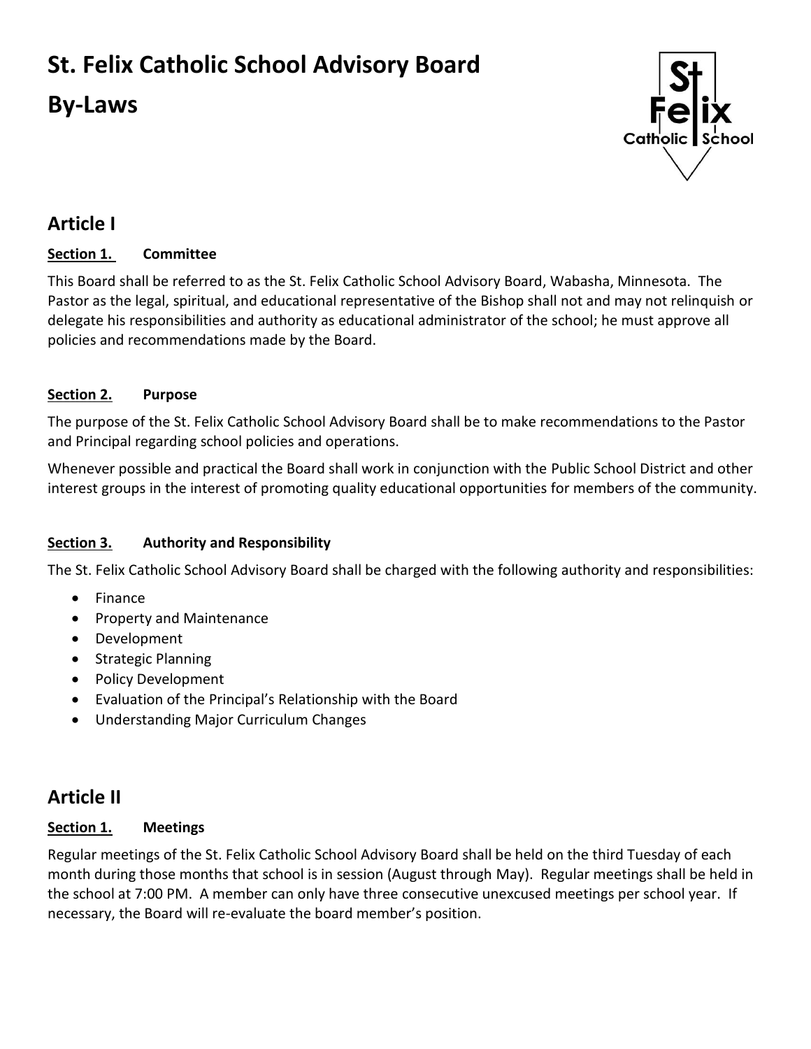# St. Felix Catholic School Advisory Board

# By-Laws

## Article I

### Section 1. Committee

This Board shall be referred to as the St. Felix Catholic School Advisory Board, Wabasha, Minnesota. The Pastor as the legal, spiritual, and educational representative of the Bishop shall not and may not relinquish or delegate his responsibilities and authority as educational administrator of the school; he must approve all policies and recommendations made by the Board.

### Section 2. Purpose

The purpose of the St. Felix Catholic School Advisory Board shall be to make recommendations to the Pastor and Principal regarding school policies and operations.

Whenever possible and practical the Board shall work in conjunction with the Public School District and other interest groups in the interest of promoting quality educational opportunities for members of the community.

### Section 3. Authority and Responsibility

The St. Felix Catholic School Advisory Board shall be charged with the following authority and responsibilities:

- Finance
- Property and Maintenance
- Development
- Strategic Planning
- Policy Development
- Evaluation of the Principal's Relationship with the Board
- Understanding Major Curriculum Changes

## Article II

### Section 1. Meetings

Regular meetings of the St. Felix Catholic School Advisory Board shall be held on the third Tuesday of each month during those months that school is in session (August through May). Regular meetings shall be held in the school at 7:00 PM. A member can only have three consecutive unexcused meetings per school year. If necessary, the Board will re-evaluate the board member's position.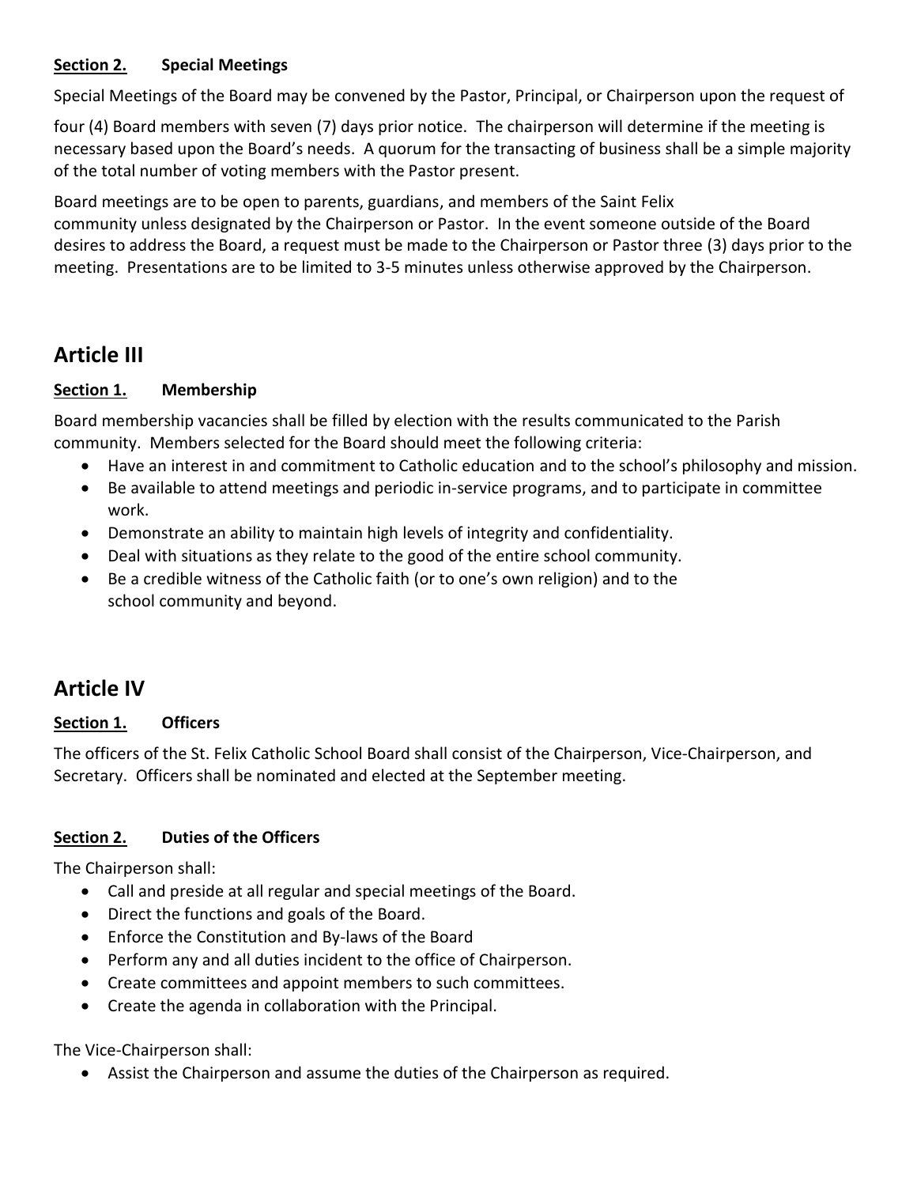**Section 2. Special Meetings**

Special Meetings of the Board may be convened by the Pastor, Principal, or Chairperson upon the request of four (4) Board members with seven (7) days prior notice. The chairperson will determine if the meeting is necessary based upon the Board's needs. A quorum for the transacting of business shall be a simple majority of the total number of voting members with the Pastor present.

Board meetings are to be open to parents, guardians, and members of the Saint Felix community unless designated by the Chairperson or Pastor. In the event someone outside of the Board desires to address the Board, a request must be made to the Chairperson or Pastor three (3) days prior to the meeting. Presentations are to be limited to 3-5 minutes unless otherwise approved by the Chairperson.

## Article III

**Section 1. Membership**

Board membership vacancies shall be filled by election with the results communicated to the Parish community. Members selected for the Board should meet the following criteria:

- Have an interest in and commitment to Catholic education and to the school's philosophy and mission.
- Be available to attend meetings and periodic in-service programs, and to participate in committee work.
- Demonstrate an ability to maintain high levels of integrity and confidentiality.
- Deal with situations as they relate to the good of the entire school community.
- Be a credible witness of the Catholic faith (or to one's own religion) and to the school community and beyond.

## Article IV

**Section 1. Officers**

The officers of the St. Felix Catholic School Board shall consist of the Chairperson, Vice-Chairperson, and Secretary. Officers shall be nominated and elected at the September meeting.

**Section 2. Duties of the Officers**

The Chairperson shall:

- Call and preside at all regular and special meetings of the Board.
- Direct the functions and goals of the Board.
- Enforce the Constitution and By-laws of the Board
- Perform any and all duties incident to the office of Chairperson.
- Create committees and appoint members to such committees.
- Create the agenda in collaboration with the Principal.

The Vice-Chairperson shall:

- Assist the Chairperson and assume the duties of the Chairperson as required.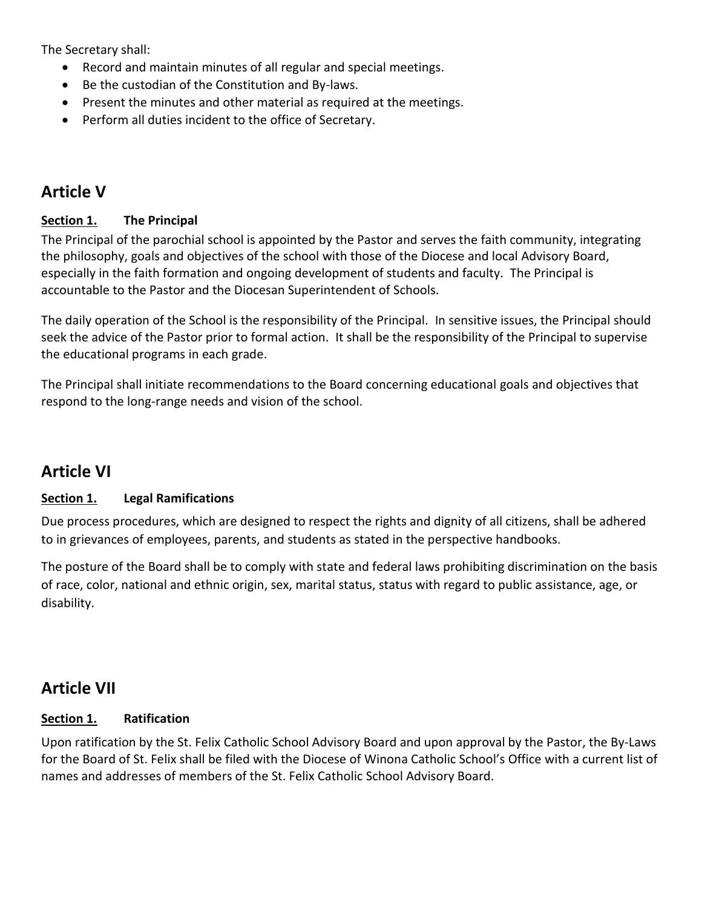The Secretary shall:

- Record and maintain minutes of all regular and special meetings.
- Be the custodian of the Constitution and By-laws.
- Present the minutes and other material as required at the meetings.
- Perform all duties incident to the office of Secretary.

## Article V

### Section 1. The Principal

The Principal of the parochial school is appointed by the Pastor and serves the faith community, integrating the philosophy, goals and objectives of the school with those of the Diocese and local Advisory Board, especially in the faith formation and ongoing development of students and faculty. The Principal is accountable to the Pastor and the Diocesan Superintendent of Schools.

The daily operation of the School is the responsibility of the Principal. In sensitive issues, the Principal should seek the advice of the Pastor prior to formal action. It shall be the responsibility of the Principal to supervise the educational programs in each grade.

The Principal shall initiate recommendations to the Board concerning educational goals and objectives that respond to the long-range needs and vision of the school.

## Article VI

### Section 1. Legal Ramifications

Due process procedures, which are designed to respect the rights and dignity of all citizens, shall be adhered to in grievances of employees, parents, and students as stated in the perspective handbooks.

The posture of the Board shall be to comply with state and federal laws prohibiting discrimination on the basis of race, color, national and ethnic origin, sex, marital status, status with regard to public assistance, age, or disability.

## Article VII

### Section 1. Ratification

Upon ratification by the St. Felix Catholic School Advisory Board and upon approval by the Pastor, the By-Laws for the Board of St. Felix shall be filed with the Diocese of Winona Catholic School's Office with a current list of names and addresses of members of the St. Felix Catholic School Advisory Board.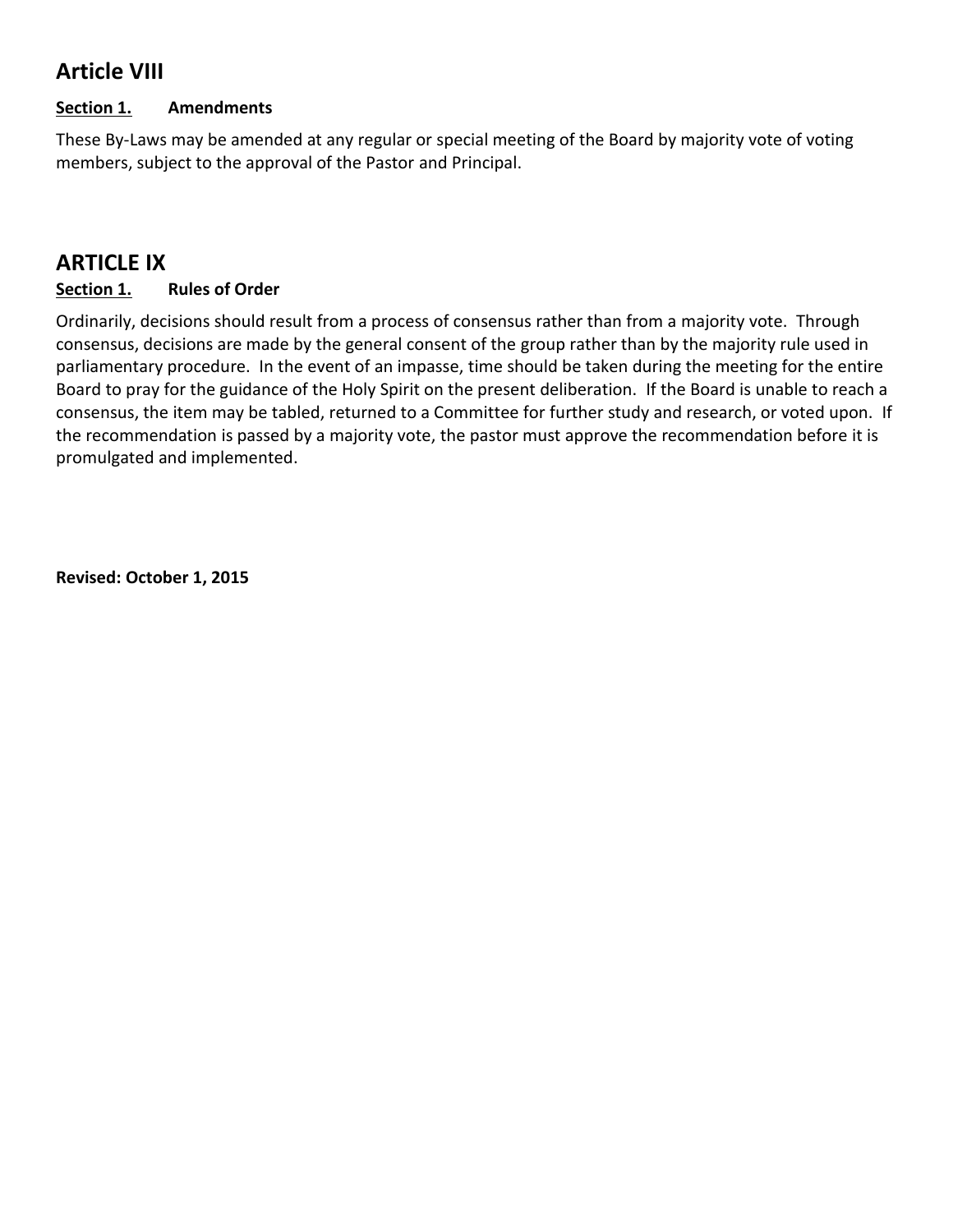## Article VIII

**Section 1. Amendments**

These By-Laws may be amended at any regular or special meeting of the Board by majority vote of voting members, subject to the approval of the Pastor and Principal.

## ARTICLE IX

**Section 1. Rules of Order**

Ordinarily, decisions should result from a process of consensus rather than from a majority vote. Through consensus, decisions are made by the general consent of the group rather than by the majority rule used in parliamentary procedure. In the event of an impasse, time should be taken during the meeting for the entire Board to pray for the guidance of the Holy Spirit on the present deliberation. If the Board is unable to reach a consensus, the item may be tabled, returned to a Committee for further study and research, or voted upon. If the recommendation is passed by a majority vote, the pastor must approve the recommendation before it is promulgated and implemented.

**Revised: October 1, 2015**